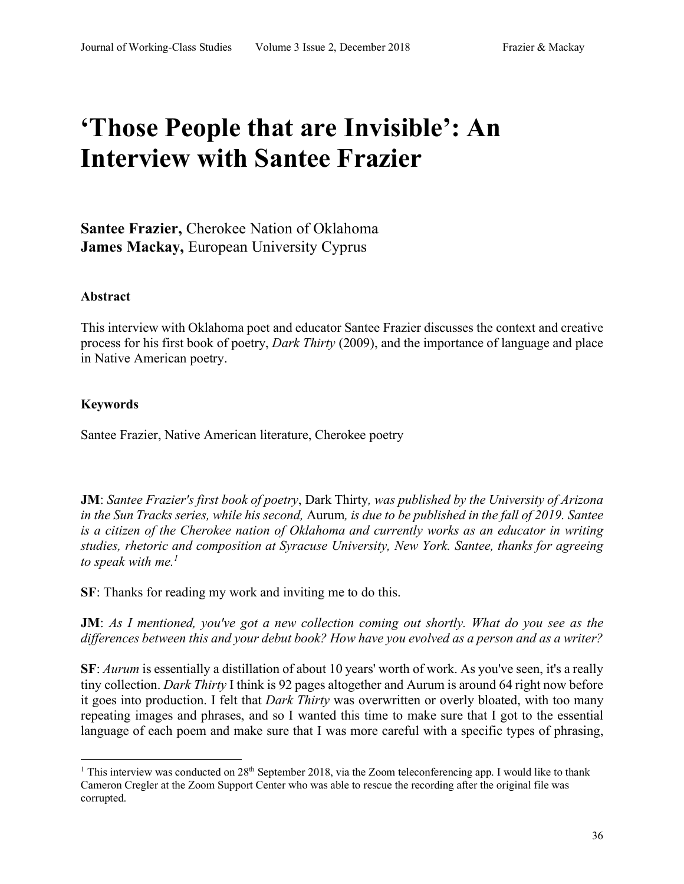# 'Those People that are Invisible': An Interview with Santee Frazier

**Santee Frazier,** Cherokee Nation of Oklahoma
**James Mackay,** European University Cyprus

### Abstract

This interview with Oklahoma poet and educator Santee Frazier discusses the context and creative process for his first book of poetry, *Dark Thirty* (2009), and the importance of language and place in Native American poetry.

### Keywords

Santee Frazier, Native American literature, Cherokee poetry

**JM**: *Santee Frazier's first book of poetry*, Dark Thirty*, was published by the University of Arizona in the Sun Tracks series, while his second,* Aurum*, is due to be published in the fall of 2019. Santee is a citizen of the Cherokee nation of Oklahoma and currently works as an educator in writing studies, rhetoric and composition at Syracuse University, New York. Santee, thanks for agreeing to speak with me.*[1]

**SF**: Thanks for reading my work and inviting me to do this.

**JM**: *As I mentioned, you've got a new collection coming out shortly. What do you see as the differences between this and your debut book? How have you evolved as a person and as a writer?*

**SF**: *Aurum* is essentially a distillation of about 10 years' worth of work. As you've seen, it's a really tiny collection. *Dark Thirty* I think is 92 pages altogether and Aurum is around 64 right now before it goes into production. I felt that *Dark Thirty* was overwritten or overly bloated, with too many repeating images and phrases, and so I wanted this time to make sure that I got to the essential language of each poem and make sure that I was more careful with a specific types of phrasing,

---

[1] This interview was conducted on 28th September 2018, via the Zoom teleconferencing app. I would like to thank Cameron Cregler at the Zoom Support Center who was able to rescue the recording after the original file was corrupted.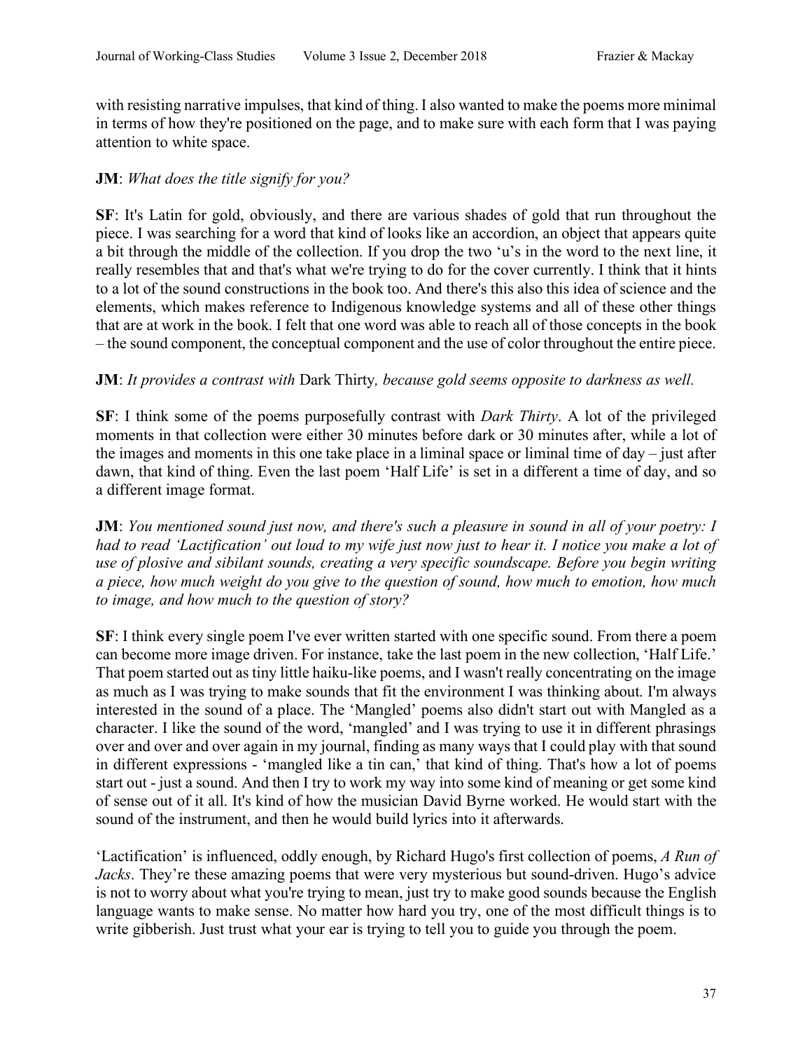with resisting narrative impulses, that kind of thing. I also wanted to make the poems more minimal in terms of how they're positioned on the page, and to make sure with each form that I was paying attention to white space.

**JM**: *What does the title signify for you?*

**SF**: It's Latin for gold, obviously, and there are various shades of gold that run throughout the piece. I was searching for a word that kind of looks like an accordion, an object that appears quite a bit through the middle of the collection. If you drop the two 'u's in the word to the next line, it really resembles that and that's what we're trying to do for the cover currently. I think that it hints to a lot of the sound constructions in the book too. And there's this also this idea of science and the elements, which makes reference to Indigenous knowledge systems and all of these other things that are at work in the book. I felt that one word was able to reach all of those concepts in the book – the sound component, the conceptual component and the use of color throughout the entire piece.

**JM**: *It provides a contrast with* Dark Thirty*, because gold seems opposite to darkness as well.*

**SF**: I think some of the poems purposefully contrast with *Dark Thirty*. A lot of the privileged moments in that collection were either 30 minutes before dark or 30 minutes after, while a lot of the images and moments in this one take place in a liminal space or liminal time of day – just after dawn, that kind of thing. Even the last poem 'Half Life' is set in a different a time of day, and so a different image format.

**JM**: *You mentioned sound just now, and there's such a pleasure in sound in all of your poetry: I had to read 'Lactification' out loud to my wife just now just to hear it. I notice you make a lot of use of plosive and sibilant sounds, creating a very specific soundscape. Before you begin writing a piece, how much weight do you give to the question of sound, how much to emotion, how much to image, and how much to the question of story?*

**SF**: I think every single poem I've ever written started with one specific sound. From there a poem can become more image driven. For instance, take the last poem in the new collection, 'Half Life.' That poem started out as tiny little haiku-like poems, and I wasn't really concentrating on the image as much as I was trying to make sounds that fit the environment I was thinking about. I'm always interested in the sound of a place. The 'Mangled' poems also didn't start out with Mangled as a character. I like the sound of the word, 'mangled' and I was trying to use it in different phrasings over and over and over again in my journal, finding as many ways that I could play with that sound in different expressions - 'mangled like a tin can,' that kind of thing. That's how a lot of poems start out - just a sound. And then I try to work my way into some kind of meaning or get some kind of sense out of it all. It's kind of how the musician David Byrne worked. He would start with the sound of the instrument, and then he would build lyrics into it afterwards.

'Lactification' is influenced, oddly enough, by Richard Hugo's first collection of poems, *A Run of Jacks*. They're these amazing poems that were very mysterious but sound-driven. Hugo's advice is not to worry about what you're trying to mean, just try to make good sounds because the English language wants to make sense. No matter how hard you try, one of the most difficult things is to write gibberish. Just trust what your ear is trying to tell you to guide you through the poem.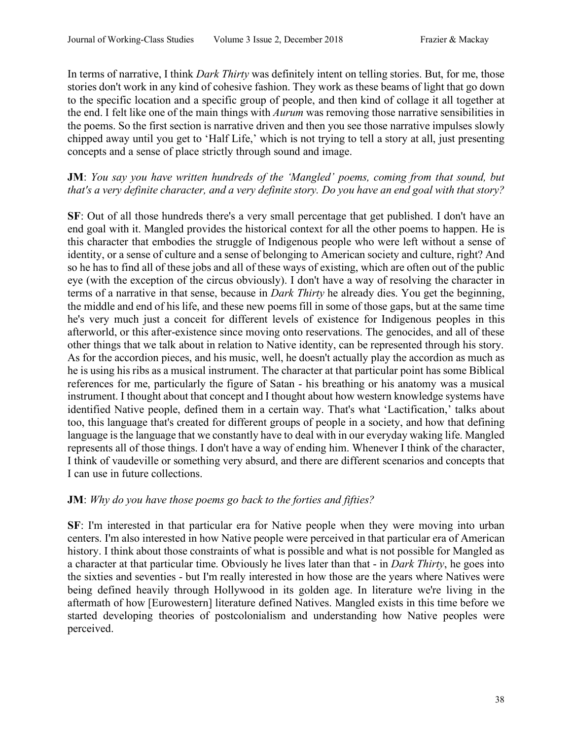In terms of narrative, I think *Dark Thirty* was definitely intent on telling stories. But, for me, those stories don't work in any kind of cohesive fashion. They work as these beams of light that go down to the specific location and a specific group of people, and then kind of collage it all together at the end. I felt like one of the main things with *Aurum* was removing those narrative sensibilities in the poems. So the first section is narrative driven and then you see those narrative impulses slowly chipped away until you get to 'Half Life,' which is not trying to tell a story at all, just presenting concepts and a sense of place strictly through sound and image.

**JM**: *You say you have written hundreds of the 'Mangled' poems, coming from that sound, but that's a very definite character, and a very definite story. Do you have an end goal with that story?*

**SF**: Out of all those hundreds there's a very small percentage that get published. I don't have an end goal with it. Mangled provides the historical context for all the other poems to happen. He is this character that embodies the struggle of Indigenous people who were left without a sense of identity, or a sense of culture and a sense of belonging to American society and culture, right? And so he has to find all of these jobs and all of these ways of existing, which are often out of the public eye (with the exception of the circus obviously). I don't have a way of resolving the character in terms of a narrative in that sense, because in *Dark Thirty* he already dies. You get the beginning, the middle and end of his life, and these new poems fill in some of those gaps, but at the same time he's very much just a conceit for different levels of existence for Indigenous peoples in this afterworld, or this after-existence since moving onto reservations. The genocides, and all of these other things that we talk about in relation to Native identity, can be represented through his story. As for the accordion pieces, and his music, well, he doesn't actually play the accordion as much as he is using his ribs as a musical instrument. The character at that particular point has some Biblical references for me, particularly the figure of Satan - his breathing or his anatomy was a musical instrument. I thought about that concept and I thought about how western knowledge systems have identified Native people, defined them in a certain way. That's what 'Lactification,' talks about too, this language that's created for different groups of people in a society, and how that defining language is the language that we constantly have to deal with in our everyday waking life. Mangled represents all of those things. I don't have a way of ending him. Whenever I think of the character, I think of vaudeville or something very absurd, and there are different scenarios and concepts that I can use in future collections.

**JM**: *Why do you have those poems go back to the forties and fifties?*

**SF**: I'm interested in that particular era for Native people when they were moving into urban centers. I'm also interested in how Native people were perceived in that particular era of American history. I think about those constraints of what is possible and what is not possible for Mangled as a character at that particular time. Obviously he lives later than that - in *Dark Thirty*, he goes into the sixties and seventies - but I'm really interested in how those are the years where Natives were being defined heavily through Hollywood in its golden age. In literature we're living in the aftermath of how [Eurowestern] literature defined Natives. Mangled exists in this time before we started developing theories of postcolonialism and understanding how Native peoples were perceived.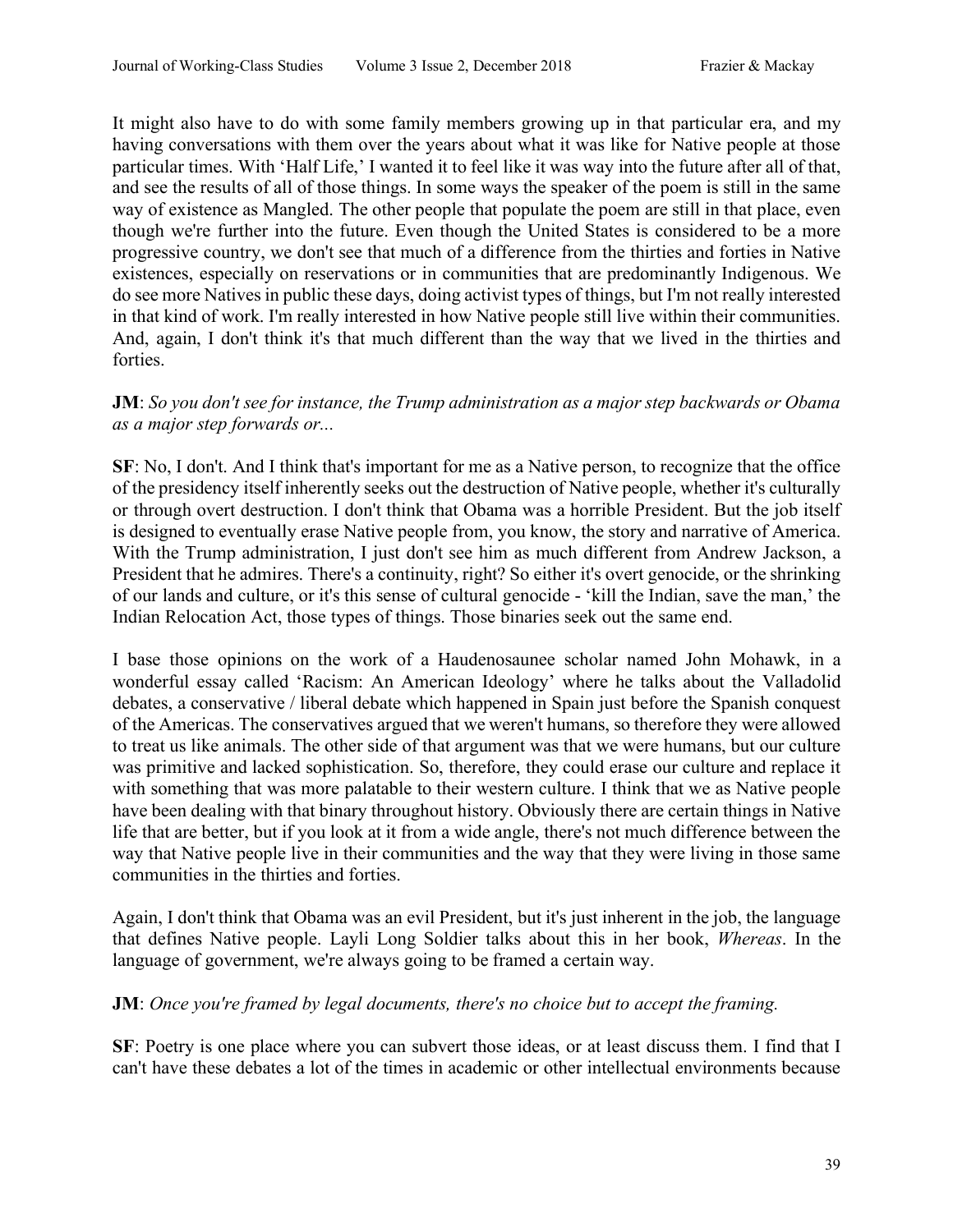It might also have to do with some family members growing up in that particular era, and my having conversations with them over the years about what it was like for Native people at those particular times. With 'Half Life,' I wanted it to feel like it was way into the future after all of that, and see the results of all of those things. In some ways the speaker of the poem is still in the same way of existence as Mangled. The other people that populate the poem are still in that place, even though we're further into the future. Even though the United States is considered to be a more progressive country, we don't see that much of a difference from the thirties and forties in Native existences, especially on reservations or in communities that are predominantly Indigenous. We do see more Natives in public these days, doing activist types of things, but I'm not really interested in that kind of work. I'm really interested in how Native people still live within their communities. And, again, I don't think it's that much different than the way that we lived in the thirties and forties.

**JM**: *So you don't see for instance, the Trump administration as a major step backwards or Obama as a major step forwards or...*

**SF**: No, I don't. And I think that's important for me as a Native person, to recognize that the office of the presidency itself inherently seeks out the destruction of Native people, whether it's culturally or through overt destruction. I don't think that Obama was a horrible President. But the job itself is designed to eventually erase Native people from, you know, the story and narrative of America. With the Trump administration, I just don't see him as much different from Andrew Jackson, a President that he admires. There's a continuity, right? So either it's overt genocide, or the shrinking of our lands and culture, or it's this sense of cultural genocide - 'kill the Indian, save the man,' the Indian Relocation Act, those types of things. Those binaries seek out the same end.

I base those opinions on the work of a Haudenosaunee scholar named John Mohawk, in a wonderful essay called 'Racism: An American Ideology' where he talks about the Valladolid debates, a conservative / liberal debate which happened in Spain just before the Spanish conquest of the Americas. The conservatives argued that we weren't humans, so therefore they were allowed to treat us like animals. The other side of that argument was that we were humans, but our culture was primitive and lacked sophistication. So, therefore, they could erase our culture and replace it with something that was more palatable to their western culture. I think that we as Native people have been dealing with that binary throughout history. Obviously there are certain things in Native life that are better, but if you look at it from a wide angle, there's not much difference between the way that Native people live in their communities and the way that they were living in those same communities in the thirties and forties.

Again, I don't think that Obama was an evil President, but it's just inherent in the job, the language that defines Native people. Layli Long Soldier talks about this in her book, *Whereas*. In the language of government, we're always going to be framed a certain way.

**JM**: *Once you're framed by legal documents, there's no choice but to accept the framing.*

**SF**: Poetry is one place where you can subvert those ideas, or at least discuss them. I find that I can't have these debates a lot of the times in academic or other intellectual environments because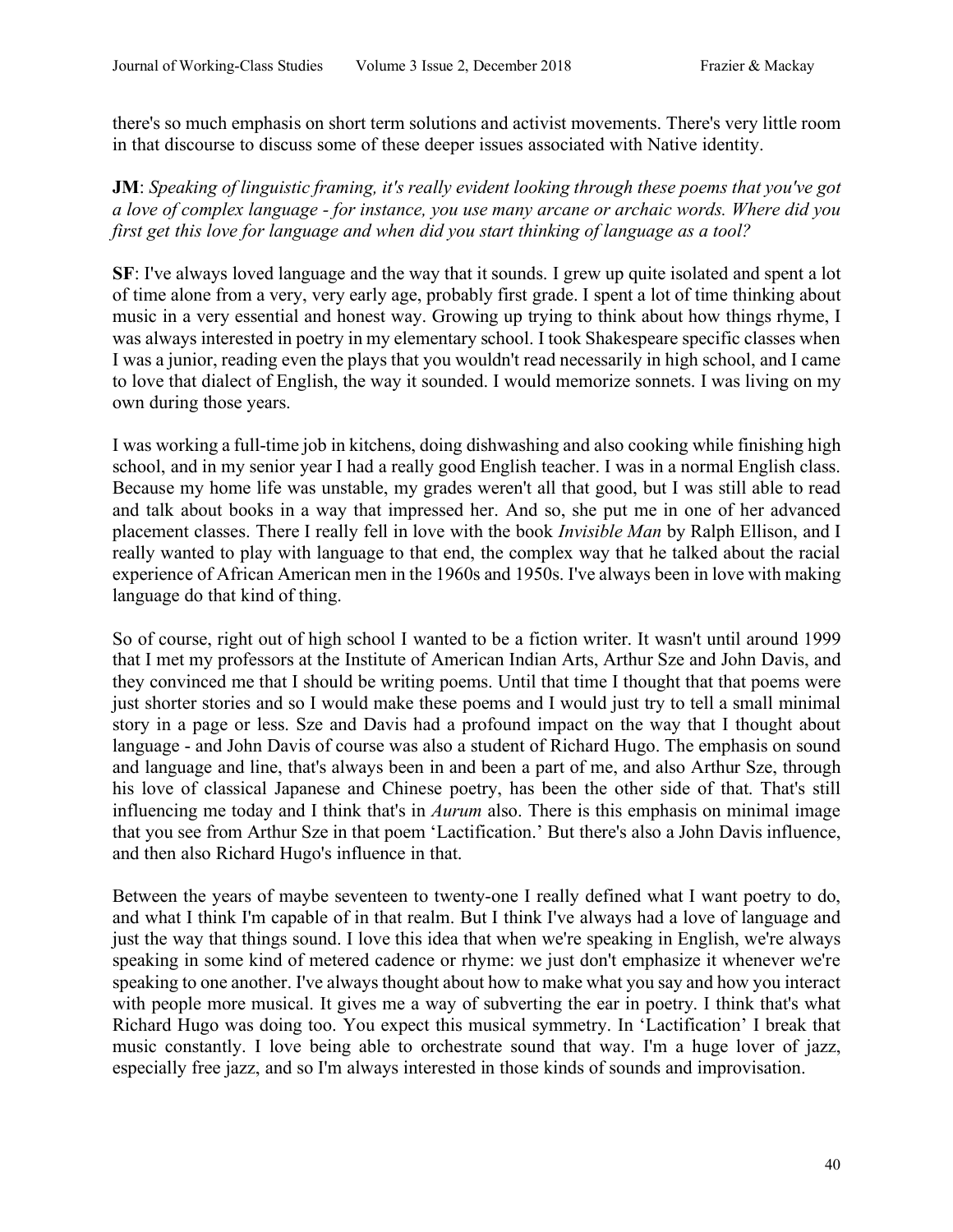there's so much emphasis on short term solutions and activist movements. There's very little room in that discourse to discuss some of these deeper issues associated with Native identity.

**JM**: *Speaking of linguistic framing, it's really evident looking through these poems that you've got a love of complex language - for instance, you use many arcane or archaic words. Where did you first get this love for language and when did you start thinking of language as a tool?*

**SF**: I've always loved language and the way that it sounds. I grew up quite isolated and spent a lot of time alone from a very, very early age, probably first grade. I spent a lot of time thinking about music in a very essential and honest way. Growing up trying to think about how things rhyme, I was always interested in poetry in my elementary school. I took Shakespeare specific classes when I was a junior, reading even the plays that you wouldn't read necessarily in high school, and I came to love that dialect of English, the way it sounded. I would memorize sonnets. I was living on my own during those years.

I was working a full-time job in kitchens, doing dishwashing and also cooking while finishing high school, and in my senior year I had a really good English teacher. I was in a normal English class. Because my home life was unstable, my grades weren't all that good, but I was still able to read and talk about books in a way that impressed her. And so, she put me in one of her advanced placement classes. There I really fell in love with the book *Invisible Man* by Ralph Ellison, and I really wanted to play with language to that end, the complex way that he talked about the racial experience of African American men in the 1960s and 1950s. I've always been in love with making language do that kind of thing.

So of course, right out of high school I wanted to be a fiction writer. It wasn't until around 1999 that I met my professors at the Institute of American Indian Arts, Arthur Sze and John Davis, and they convinced me that I should be writing poems. Until that time I thought that that poems were just shorter stories and so I would make these poems and I would just try to tell a small minimal story in a page or less. Sze and Davis had a profound impact on the way that I thought about language - and John Davis of course was also a student of Richard Hugo. The emphasis on sound and language and line, that's always been in and been a part of me, and also Arthur Sze, through his love of classical Japanese and Chinese poetry, has been the other side of that. That's still influencing me today and I think that's in *Aurum* also. There is this emphasis on minimal image that you see from Arthur Sze in that poem 'Lactification.' But there's also a John Davis influence, and then also Richard Hugo's influence in that.

Between the years of maybe seventeen to twenty-one I really defined what I want poetry to do, and what I think I'm capable of in that realm. But I think I've always had a love of language and just the way that things sound. I love this idea that when we're speaking in English, we're always speaking in some kind of metered cadence or rhyme: we just don't emphasize it whenever we're speaking to one another. I've always thought about how to make what you say and how you interact with people more musical. It gives me a way of subverting the ear in poetry. I think that's what Richard Hugo was doing too. You expect this musical symmetry. In 'Lactification' I break that music constantly. I love being able to orchestrate sound that way. I'm a huge lover of jazz, especially free jazz, and so I'm always interested in those kinds of sounds and improvisation.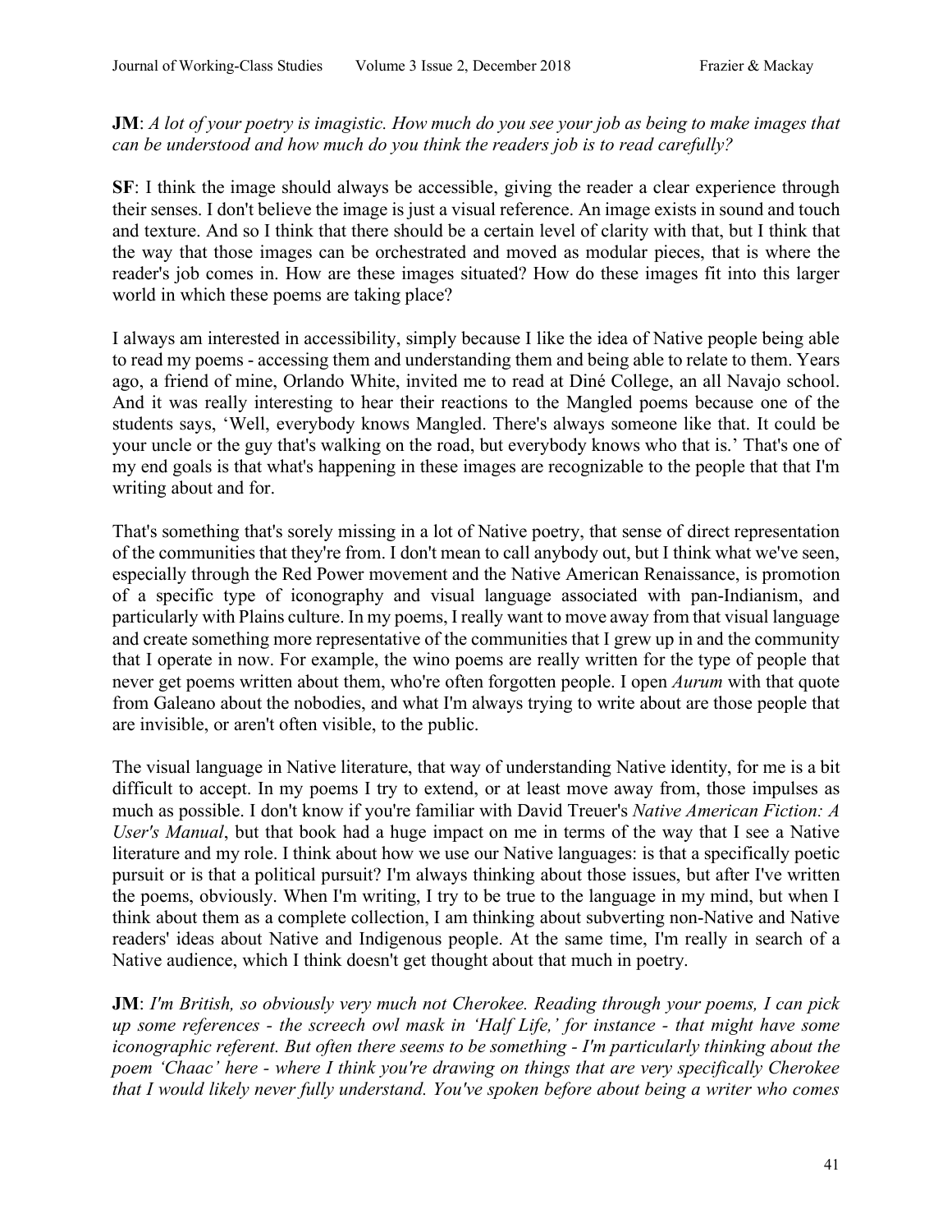**JM**: *A lot of your poetry is imagistic. How much do you see your job as being to make images that can be understood and how much do you think the readers job is to read carefully?*

**SF**: I think the image should always be accessible, giving the reader a clear experience through their senses. I don't believe the image is just a visual reference. An image exists in sound and touch and texture. And so I think that there should be a certain level of clarity with that, but I think that the way that those images can be orchestrated and moved as modular pieces, that is where the reader's job comes in. How are these images situated? How do these images fit into this larger world in which these poems are taking place?

I always am interested in accessibility, simply because I like the idea of Native people being able to read my poems - accessing them and understanding them and being able to relate to them. Years ago, a friend of mine, Orlando White, invited me to read at Diné College, an all Navajo school. And it was really interesting to hear their reactions to the Mangled poems because one of the students says, 'Well, everybody knows Mangled. There's always someone like that. It could be your uncle or the guy that's walking on the road, but everybody knows who that is.' That's one of my end goals is that what's happening in these images are recognizable to the people that that I'm writing about and for.

That's something that's sorely missing in a lot of Native poetry, that sense of direct representation of the communities that they're from. I don't mean to call anybody out, but I think what we've seen, especially through the Red Power movement and the Native American Renaissance, is promotion of a specific type of iconography and visual language associated with pan-Indianism, and particularly with Plains culture. In my poems, I really want to move away from that visual language and create something more representative of the communities that I grew up in and the community that I operate in now. For example, the wino poems are really written for the type of people that never get poems written about them, who're often forgotten people. I open *Aurum* with that quote from Galeano about the nobodies, and what I'm always trying to write about are those people that are invisible, or aren't often visible, to the public.

The visual language in Native literature, that way of understanding Native identity, for me is a bit difficult to accept. In my poems I try to extend, or at least move away from, those impulses as much as possible. I don't know if you're familiar with David Treuer's *Native American Fiction: A User's Manual*, but that book had a huge impact on me in terms of the way that I see a Native literature and my role. I think about how we use our Native languages: is that a specifically poetic pursuit or is that a political pursuit? I'm always thinking about those issues, but after I've written the poems, obviously. When I'm writing, I try to be true to the language in my mind, but when I think about them as a complete collection, I am thinking about subverting non-Native and Native readers' ideas about Native and Indigenous people. At the same time, I'm really in search of a Native audience, which I think doesn't get thought about that much in poetry.

**JM**: *I'm British, so obviously very much not Cherokee. Reading through your poems, I can pick up some references - the screech owl mask in 'Half Life,' for instance - that might have some iconographic referent. But often there seems to be something - I'm particularly thinking about the poem 'Chaac' here - where I think you're drawing on things that are very specifically Cherokee that I would likely never fully understand. You've spoken before about being a writer who comes*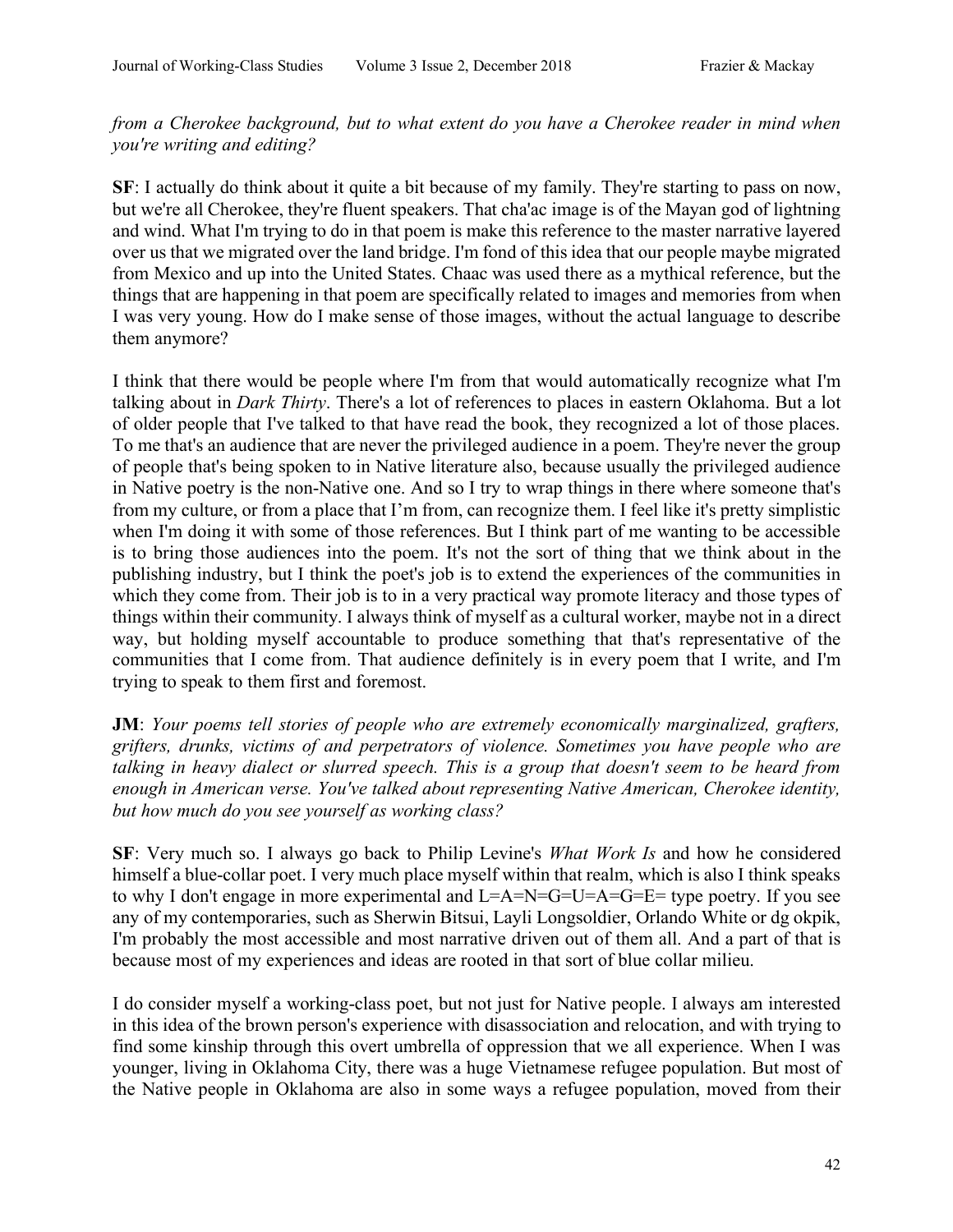*from a Cherokee background, but to what extent do you have a Cherokee reader in mind when you're writing and editing?*

**SF**: I actually do think about it quite a bit because of my family. They're starting to pass on now, but we're all Cherokee, they're fluent speakers. That cha'ac image is of the Mayan god of lightning and wind. What I'm trying to do in that poem is make this reference to the master narrative layered over us that we migrated over the land bridge. I'm fond of this idea that our people maybe migrated from Mexico and up into the United States. Chaac was used there as a mythical reference, but the things that are happening in that poem are specifically related to images and memories from when I was very young. How do I make sense of those images, without the actual language to describe them anymore?

I think that there would be people where I'm from that would automatically recognize what I'm talking about in *Dark Thirty*. There's a lot of references to places in eastern Oklahoma. But a lot of older people that I've talked to that have read the book, they recognized a lot of those places. To me that's an audience that are never the privileged audience in a poem. They're never the group of people that's being spoken to in Native literature also, because usually the privileged audience in Native poetry is the non-Native one. And so I try to wrap things in there where someone that's from my culture, or from a place that I'm from, can recognize them. I feel like it's pretty simplistic when I'm doing it with some of those references. But I think part of me wanting to be accessible is to bring those audiences into the poem. It's not the sort of thing that we think about in the publishing industry, but I think the poet's job is to extend the experiences of the communities in which they come from. Their job is to in a very practical way promote literacy and those types of things within their community. I always think of myself as a cultural worker, maybe not in a direct way, but holding myself accountable to produce something that that's representative of the communities that I come from. That audience definitely is in every poem that I write, and I'm trying to speak to them first and foremost.

**JM**: *Your poems tell stories of people who are extremely economically marginalized, grafters, grifters, drunks, victims of and perpetrators of violence. Sometimes you have people who are talking in heavy dialect or slurred speech. This is a group that doesn't seem to be heard from enough in American verse. You've talked about representing Native American, Cherokee identity, but how much do you see yourself as working class?*

**SF**: Very much so. I always go back to Philip Levine's *What Work Is* and how he considered himself a blue-collar poet. I very much place myself within that realm, which is also I think speaks to why I don't engage in more experimental and L=A=N=G=U=A=G=E= type poetry. If you see any of my contemporaries, such as Sherwin Bitsui, Layli Longsoldier, Orlando White or dg okpik, I'm probably the most accessible and most narrative driven out of them all. And a part of that is because most of my experiences and ideas are rooted in that sort of blue collar milieu.

I do consider myself a working-class poet, but not just for Native people. I always am interested in this idea of the brown person's experience with disassociation and relocation, and with trying to find some kinship through this overt umbrella of oppression that we all experience. When I was younger, living in Oklahoma City, there was a huge Vietnamese refugee population. But most of the Native people in Oklahoma are also in some ways a refugee population, moved from their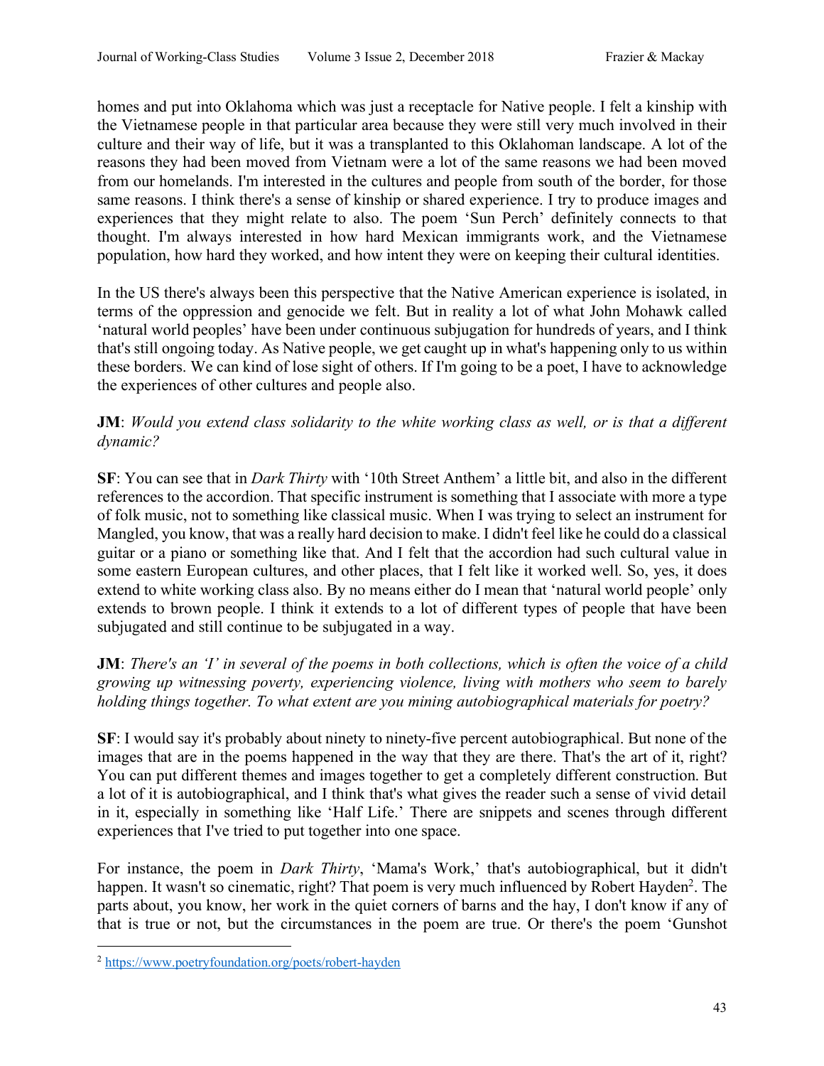homes and put into Oklahoma which was just a receptacle for Native people. I felt a kinship with the Vietnamese people in that particular area because they were still very much involved in their culture and their way of life, but it was a transplanted to this Oklahoman landscape. A lot of the reasons they had been moved from Vietnam were a lot of the same reasons we had been moved from our homelands. I'm interested in the cultures and people from south of the border, for those same reasons. I think there's a sense of kinship or shared experience. I try to produce images and experiences that they might relate to also. The poem 'Sun Perch' definitely connects to that thought. I'm always interested in how hard Mexican immigrants work, and the Vietnamese population, how hard they worked, and how intent they were on keeping their cultural identities.

In the US there's always been this perspective that the Native American experience is isolated, in terms of the oppression and genocide we felt. But in reality a lot of what John Mohawk called 'natural world peoples' have been under continuous subjugation for hundreds of years, and I think that's still ongoing today. As Native people, we get caught up in what's happening only to us within these borders. We can kind of lose sight of others. If I'm going to be a poet, I have to acknowledge the experiences of other cultures and people also.

**JM**: *Would you extend class solidarity to the white working class as well, or is that a different dynamic?*

**SF**: You can see that in *Dark Thirty* with '10th Street Anthem' a little bit, and also in the different references to the accordion. That specific instrument is something that I associate with more a type of folk music, not to something like classical music. When I was trying to select an instrument for Mangled, you know, that was a really hard decision to make. I didn't feel like he could do a classical guitar or a piano or something like that. And I felt that the accordion had such cultural value in some eastern European cultures, and other places, that I felt like it worked well. So, yes, it does extend to white working class also. By no means either do I mean that 'natural world people' only extends to brown people. I think it extends to a lot of different types of people that have been subjugated and still continue to be subjugated in a way.

**JM**: *There's an 'I' in several of the poems in both collections, which is often the voice of a child growing up witnessing poverty, experiencing violence, living with mothers who seem to barely holding things together. To what extent are you mining autobiographical materials for poetry?*

**SF**: I would say it's probably about ninety to ninety-five percent autobiographical. But none of the images that are in the poems happened in the way that they are there. That's the art of it, right? You can put different themes and images together to get a completely different construction. But a lot of it is autobiographical, and I think that's what gives the reader such a sense of vivid detail in it, especially in something like 'Half Life.' There are snippets and scenes through different experiences that I've tried to put together into one space.

For instance, the poem in *Dark Thirty*, 'Mama's Work,' that's autobiographical, but it didn't happen. It wasn't so cinematic, right? That poem is very much influenced by Robert Hayden[2]. The parts about, you know, her work in the quiet corners of barns and the hay, I don't know if any of that is true or not, but the circumstances in the poem are true. Or there's the poem 'Gunshot

[2] https://www.poetryfoundation.org/poets/robert-hayden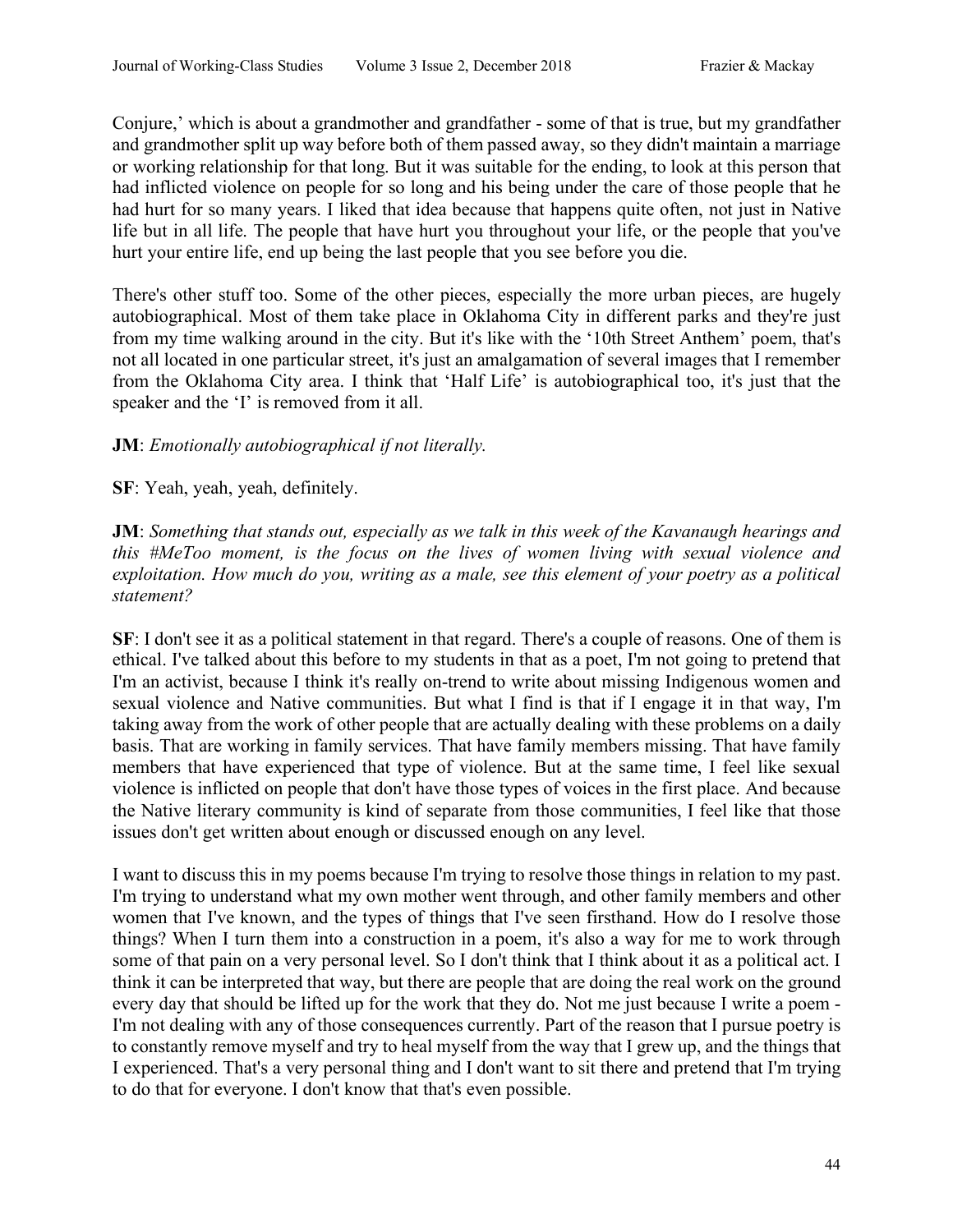Conjure,' which is about a grandmother and grandfather - some of that is true, but my grandfather and grandmother split up way before both of them passed away, so they didn't maintain a marriage or working relationship for that long. But it was suitable for the ending, to look at this person that had inflicted violence on people for so long and his being under the care of those people that he had hurt for so many years. I liked that idea because that happens quite often, not just in Native life but in all life. The people that have hurt you throughout your life, or the people that you've hurt your entire life, end up being the last people that you see before you die.

There's other stuff too. Some of the other pieces, especially the more urban pieces, are hugely autobiographical. Most of them take place in Oklahoma City in different parks and they're just from my time walking around in the city. But it's like with the '10th Street Anthem' poem, that's not all located in one particular street, it's just an amalgamation of several images that I remember from the Oklahoma City area. I think that 'Half Life' is autobiographical too, it's just that the speaker and the 'I' is removed from it all.

**JM**: *Emotionally autobiographical if not literally.*

**SF**: Yeah, yeah, yeah, definitely.

**JM**: *Something that stands out, especially as we talk in this week of the Kavanaugh hearings and this #MeToo moment, is the focus on the lives of women living with sexual violence and exploitation. How much do you, writing as a male, see this element of your poetry as a political statement?*

**SF**: I don't see it as a political statement in that regard. There's a couple of reasons. One of them is ethical. I've talked about this before to my students in that as a poet, I'm not going to pretend that I'm an activist, because I think it's really on-trend to write about missing Indigenous women and sexual violence and Native communities. But what I find is that if I engage it in that way, I'm taking away from the work of other people that are actually dealing with these problems on a daily basis. That are working in family services. That have family members missing. That have family members that have experienced that type of violence. But at the same time, I feel like sexual violence is inflicted on people that don't have those types of voices in the first place. And because the Native literary community is kind of separate from those communities, I feel like that those issues don't get written about enough or discussed enough on any level.

I want to discuss this in my poems because I'm trying to resolve those things in relation to my past. I'm trying to understand what my own mother went through, and other family members and other women that I've known, and the types of things that I've seen firsthand. How do I resolve those things? When I turn them into a construction in a poem, it's also a way for me to work through some of that pain on a very personal level. So I don't think that I think about it as a political act. I think it can be interpreted that way, but there are people that are doing the real work on the ground every day that should be lifted up for the work that they do. Not me just because I write a poem - I'm not dealing with any of those consequences currently. Part of the reason that I pursue poetry is to constantly remove myself and try to heal myself from the way that I grew up, and the things that I experienced. That's a very personal thing and I don't want to sit there and pretend that I'm trying to do that for everyone. I don't know that that's even possible.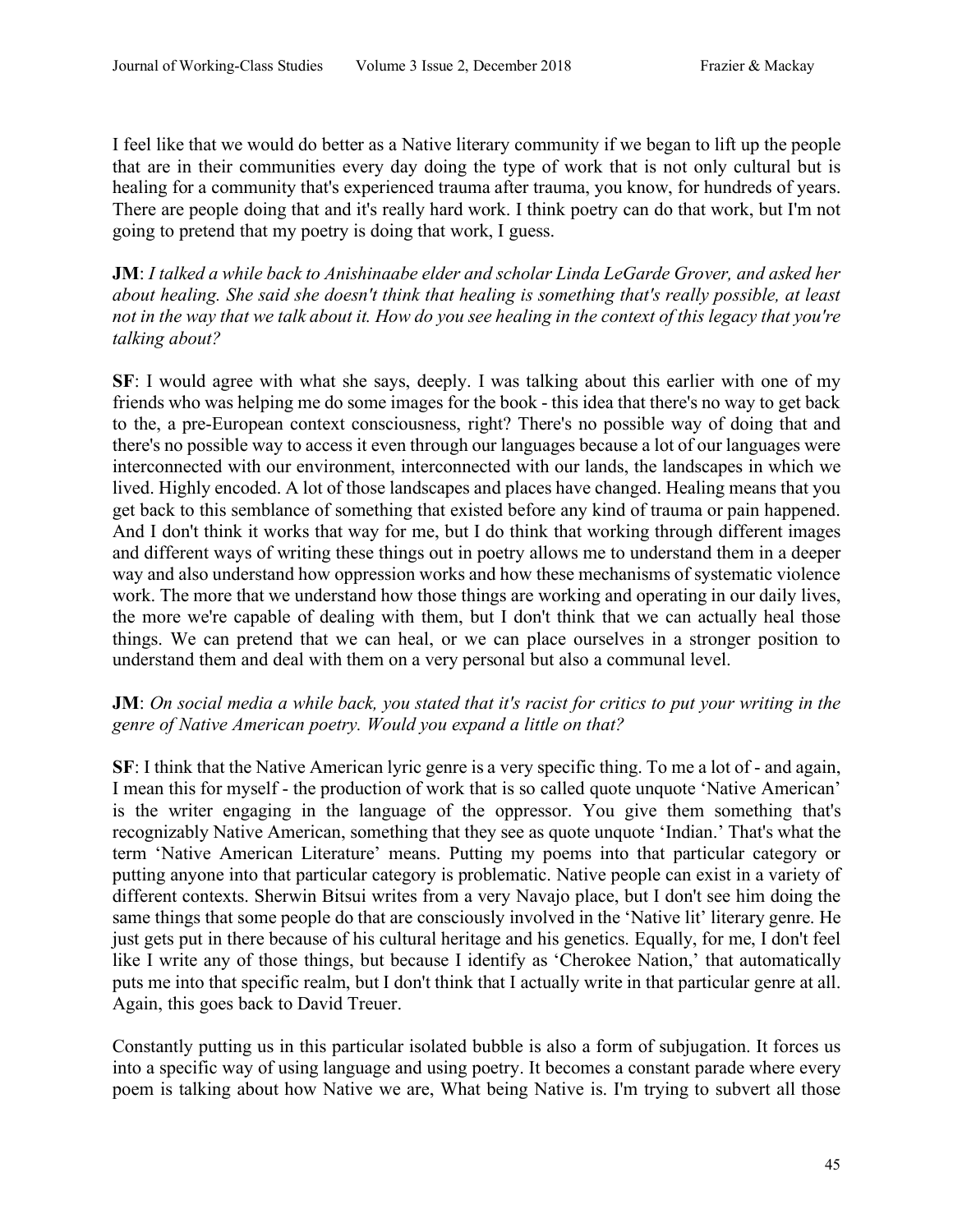I feel like that we would do better as a Native literary community if we began to lift up the people that are in their communities every day doing the type of work that is not only cultural but is healing for a community that's experienced trauma after trauma, you know, for hundreds of years. There are people doing that and it's really hard work. I think poetry can do that work, but I'm not going to pretend that my poetry is doing that work, I guess.

**JM**: *I talked a while back to Anishinaabe elder and scholar Linda LeGarde Grover, and asked her about healing. She said she doesn't think that healing is something that's really possible, at least not in the way that we talk about it. How do you see healing in the context of this legacy that you're talking about?*

**SF**: I would agree with what she says, deeply. I was talking about this earlier with one of my friends who was helping me do some images for the book - this idea that there's no way to get back to the, a pre-European context consciousness, right? There's no possible way of doing that and there's no possible way to access it even through our languages because a lot of our languages were interconnected with our environment, interconnected with our lands, the landscapes in which we lived. Highly encoded. A lot of those landscapes and places have changed. Healing means that you get back to this semblance of something that existed before any kind of trauma or pain happened. And I don't think it works that way for me, but I do think that working through different images and different ways of writing these things out in poetry allows me to understand them in a deeper way and also understand how oppression works and how these mechanisms of systematic violence work. The more that we understand how those things are working and operating in our daily lives, the more we're capable of dealing with them, but I don't think that we can actually heal those things. We can pretend that we can heal, or we can place ourselves in a stronger position to understand them and deal with them on a very personal but also a communal level.

**JM**: *On social media a while back, you stated that it's racist for critics to put your writing in the genre of Native American poetry. Would you expand a little on that?*

**SF**: I think that the Native American lyric genre is a very specific thing. To me a lot of - and again, I mean this for myself - the production of work that is so called quote unquote 'Native American' is the writer engaging in the language of the oppressor. You give them something that's recognizably Native American, something that they see as quote unquote 'Indian.' That's what the term 'Native American Literature' means. Putting my poems into that particular category or putting anyone into that particular category is problematic. Native people can exist in a variety of different contexts. Sherwin Bitsui writes from a very Navajo place, but I don't see him doing the same things that some people do that are consciously involved in the 'Native lit' literary genre. He just gets put in there because of his cultural heritage and his genetics. Equally, for me, I don't feel like I write any of those things, but because I identify as 'Cherokee Nation,' that automatically puts me into that specific realm, but I don't think that I actually write in that particular genre at all. Again, this goes back to David Treuer.

Constantly putting us in this particular isolated bubble is also a form of subjugation. It forces us into a specific way of using language and using poetry. It becomes a constant parade where every poem is talking about how Native we are, What being Native is. I'm trying to subvert all those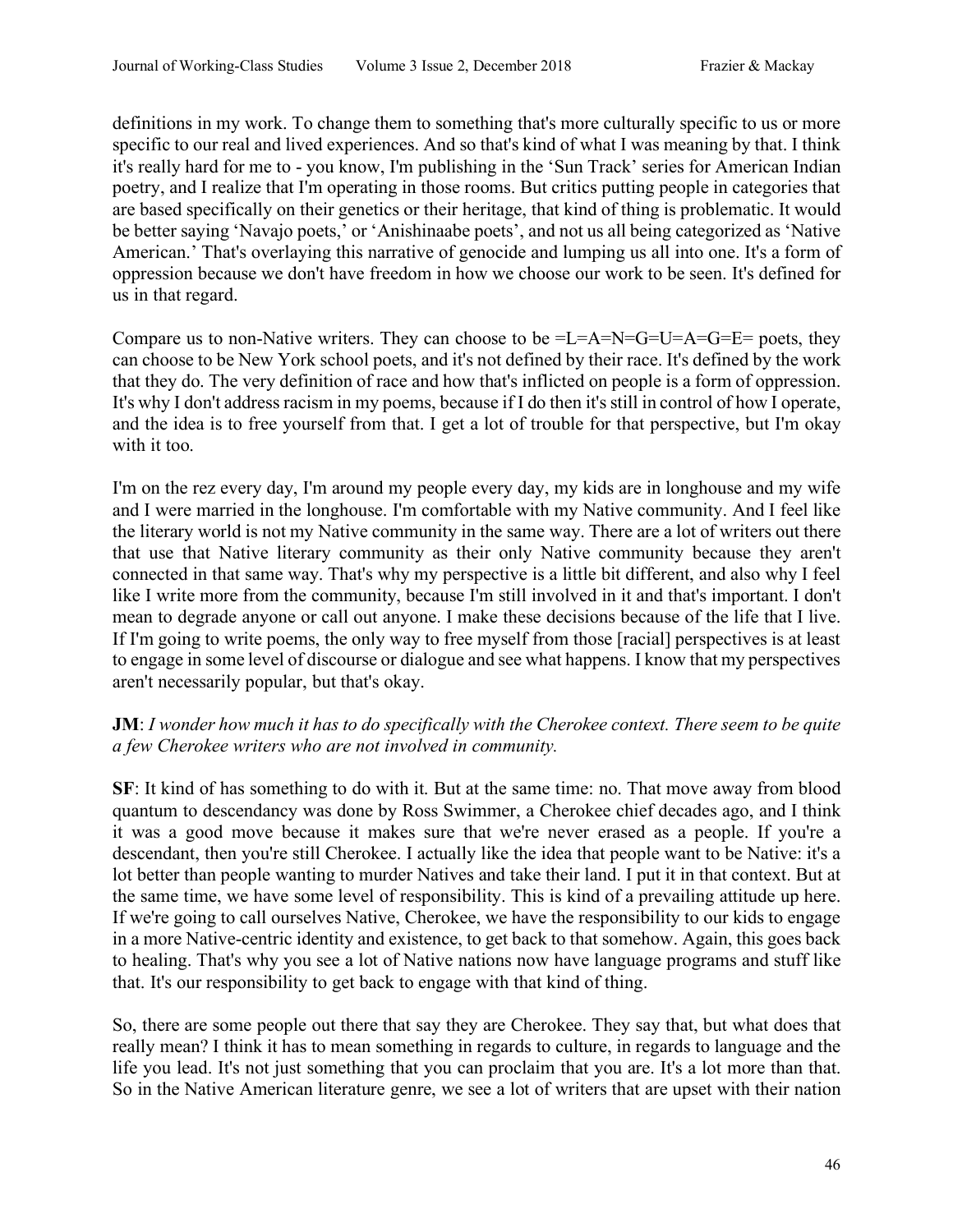definitions in my work. To change them to something that's more culturally specific to us or more specific to our real and lived experiences. And so that's kind of what I was meaning by that. I think it's really hard for me to - you know, I'm publishing in the 'Sun Track' series for American Indian poetry, and I realize that I'm operating in those rooms. But critics putting people in categories that are based specifically on their genetics or their heritage, that kind of thing is problematic. It would be better saying 'Navajo poets,' or 'Anishinaabe poets', and not us all being categorized as 'Native American.' That's overlaying this narrative of genocide and lumping us all into one. It's a form of oppression because we don't have freedom in how we choose our work to be seen. It's defined for us in that regard.

Compare us to non-Native writers. They can choose to be =L=A=N=G=U=A=G=E= poets, they can choose to be New York school poets, and it's not defined by their race. It's defined by the work that they do. The very definition of race and how that's inflicted on people is a form of oppression. It's why I don't address racism in my poems, because if I do then it's still in control of how I operate, and the idea is to free yourself from that. I get a lot of trouble for that perspective, but I'm okay with it too.

I'm on the rez every day, I'm around my people every day, my kids are in longhouse and my wife and I were married in the longhouse. I'm comfortable with my Native community. And I feel like the literary world is not my Native community in the same way. There are a lot of writers out there that use that Native literary community as their only Native community because they aren't connected in that same way. That's why my perspective is a little bit different, and also why I feel like I write more from the community, because I'm still involved in it and that's important. I don't mean to degrade anyone or call out anyone. I make these decisions because of the life that I live. If I'm going to write poems, the only way to free myself from those [racial] perspectives is at least to engage in some level of discourse or dialogue and see what happens. I know that my perspectives aren't necessarily popular, but that's okay.

**JM**: *I wonder how much it has to do specifically with the Cherokee context. There seem to be quite a few Cherokee writers who are not involved in community.*

**SF**: It kind of has something to do with it. But at the same time: no. That move away from blood quantum to descendancy was done by Ross Swimmer, a Cherokee chief decades ago, and I think it was a good move because it makes sure that we're never erased as a people. If you're a descendant, then you're still Cherokee. I actually like the idea that people want to be Native: it's a lot better than people wanting to murder Natives and take their land. I put it in that context. But at the same time, we have some level of responsibility. This is kind of a prevailing attitude up here. If we're going to call ourselves Native, Cherokee, we have the responsibility to our kids to engage in a more Native-centric identity and existence, to get back to that somehow. Again, this goes back to healing. That's why you see a lot of Native nations now have language programs and stuff like that. It's our responsibility to get back to engage with that kind of thing.

So, there are some people out there that say they are Cherokee. They say that, but what does that really mean? I think it has to mean something in regards to culture, in regards to language and the life you lead. It's not just something that you can proclaim that you are. It's a lot more than that. So in the Native American literature genre, we see a lot of writers that are upset with their nation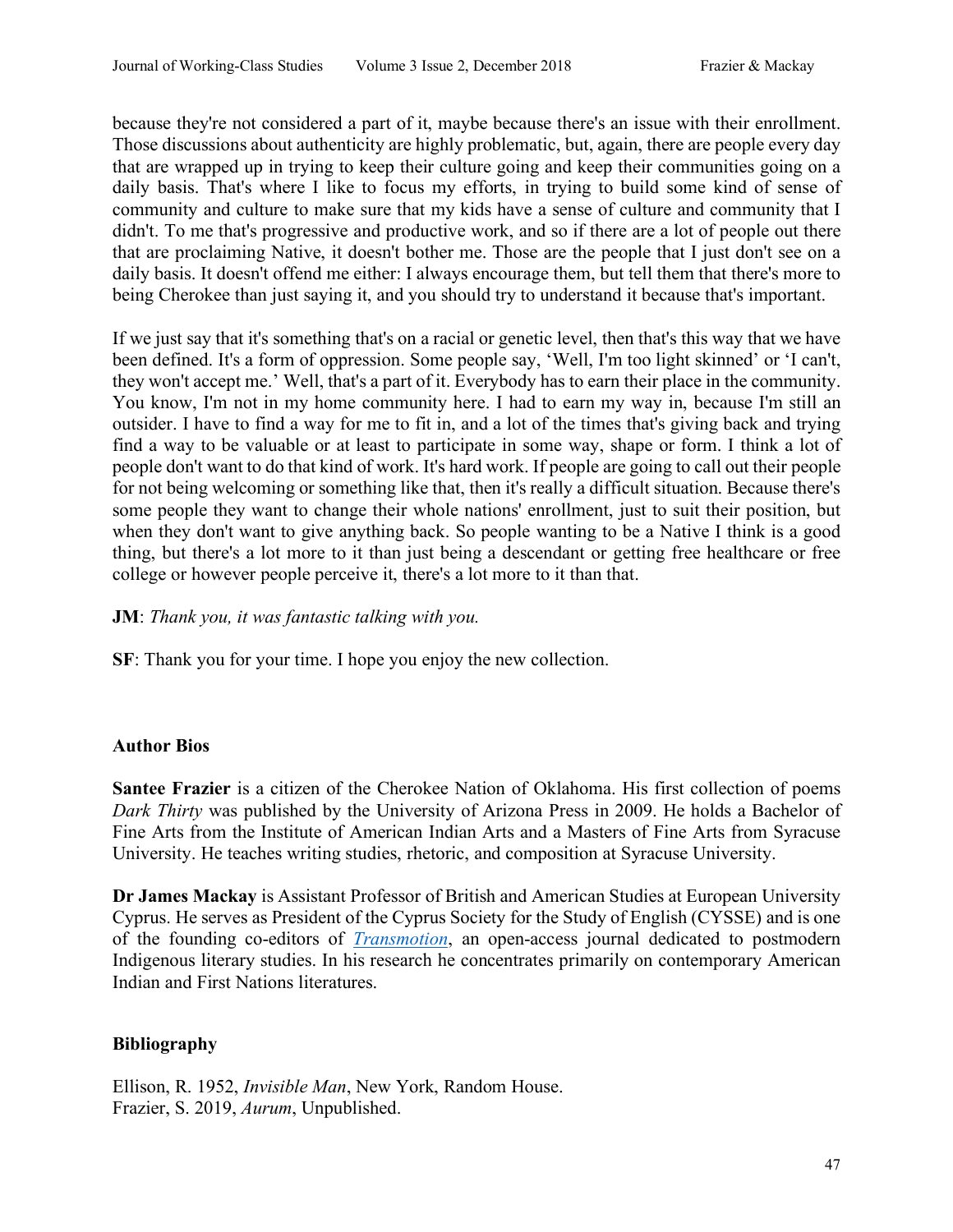because they're not considered a part of it, maybe because there's an issue with their enrollment. Those discussions about authenticity are highly problematic, but, again, there are people every day that are wrapped up in trying to keep their culture going and keep their communities going on a daily basis. That's where I like to focus my efforts, in trying to build some kind of sense of community and culture to make sure that my kids have a sense of culture and community that I didn't. To me that's progressive and productive work, and so if there are a lot of people out there that are proclaiming Native, it doesn't bother me. Those are the people that I just don't see on a daily basis. It doesn't offend me either: I always encourage them, but tell them that there's more to being Cherokee than just saying it, and you should try to understand it because that's important.

If we just say that it's something that's on a racial or genetic level, then that's this way that we have been defined. It's a form of oppression. Some people say, 'Well, I'm too light skinned' or 'I can't, they won't accept me.' Well, that's a part of it. Everybody has to earn their place in the community. You know, I'm not in my home community here. I had to earn my way in, because I'm still an outsider. I have to find a way for me to fit in, and a lot of the times that's giving back and trying find a way to be valuable or at least to participate in some way, shape or form. I think a lot of people don't want to do that kind of work. It's hard work. If people are going to call out their people for not being welcoming or something like that, then it's really a difficult situation. Because there's some people they want to change their whole nations' enrollment, just to suit their position, but when they don't want to give anything back. So people wanting to be a Native I think is a good thing, but there's a lot more to it than just being a descendant or getting free healthcare or free college or however people perceive it, there's a lot more to it than that.

**JM**: *Thank you, it was fantastic talking with you.*

**SF**: Thank you for your time. I hope you enjoy the new collection.

## Author Bios

**Santee Frazier** is a citizen of the Cherokee Nation of Oklahoma. His first collection of poems *Dark Thirty* was published by the University of Arizona Press in 2009. He holds a Bachelor of Fine Arts from the Institute of American Indian Arts and a Masters of Fine Arts from Syracuse University. He teaches writing studies, rhetoric, and composition at Syracuse University.

**Dr James Mackay** is Assistant Professor of British and American Studies at European University Cyprus. He serves as President of the Cyprus Society for the Study of English (CYSSE) and is one of the founding co-editors of *Transmotion*, an open-access journal dedicated to postmodern Indigenous literary studies. In his research he concentrates primarily on contemporary American Indian and First Nations literatures.

## Bibliography

Ellison, R. 1952, *Invisible Man*, New York, Random House.
Frazier, S. 2019, *Aurum*, Unpublished.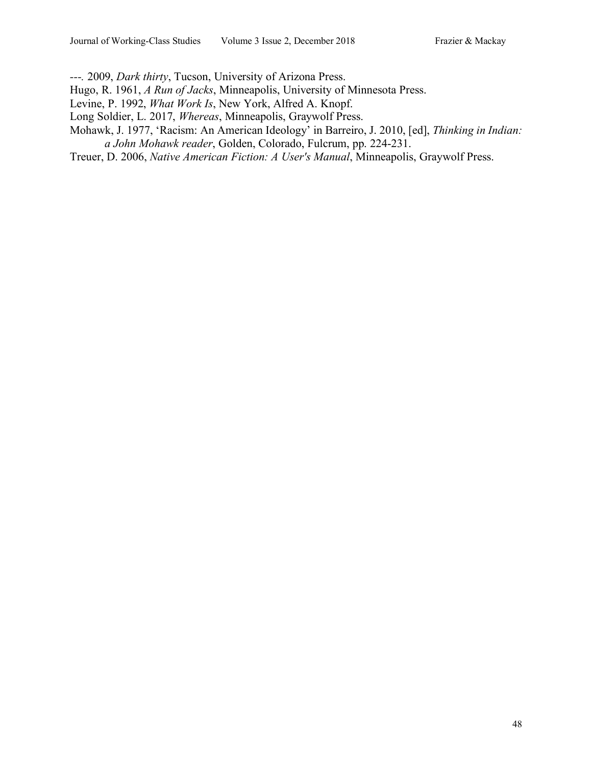---. 2009, *Dark thirty*, Tucson, University of Arizona Press.

Hugo, R. 1961, *A Run of Jacks*, Minneapolis, University of Minnesota Press.

Levine, P. 1992, *What Work Is*, New York, Alfred A. Knopf.

Long Soldier, L. 2017, *Whereas*, Minneapolis, Graywolf Press.

Mohawk, J. 1977, 'Racism: An American Ideology' in Barreiro, J. 2010, [ed], *Thinking in Indian: a John Mohawk reader*, Golden, Colorado, Fulcrum, pp. 224-231.

Treuer, D. 2006, *Native American Fiction: A User's Manual*, Minneapolis, Graywolf Press.